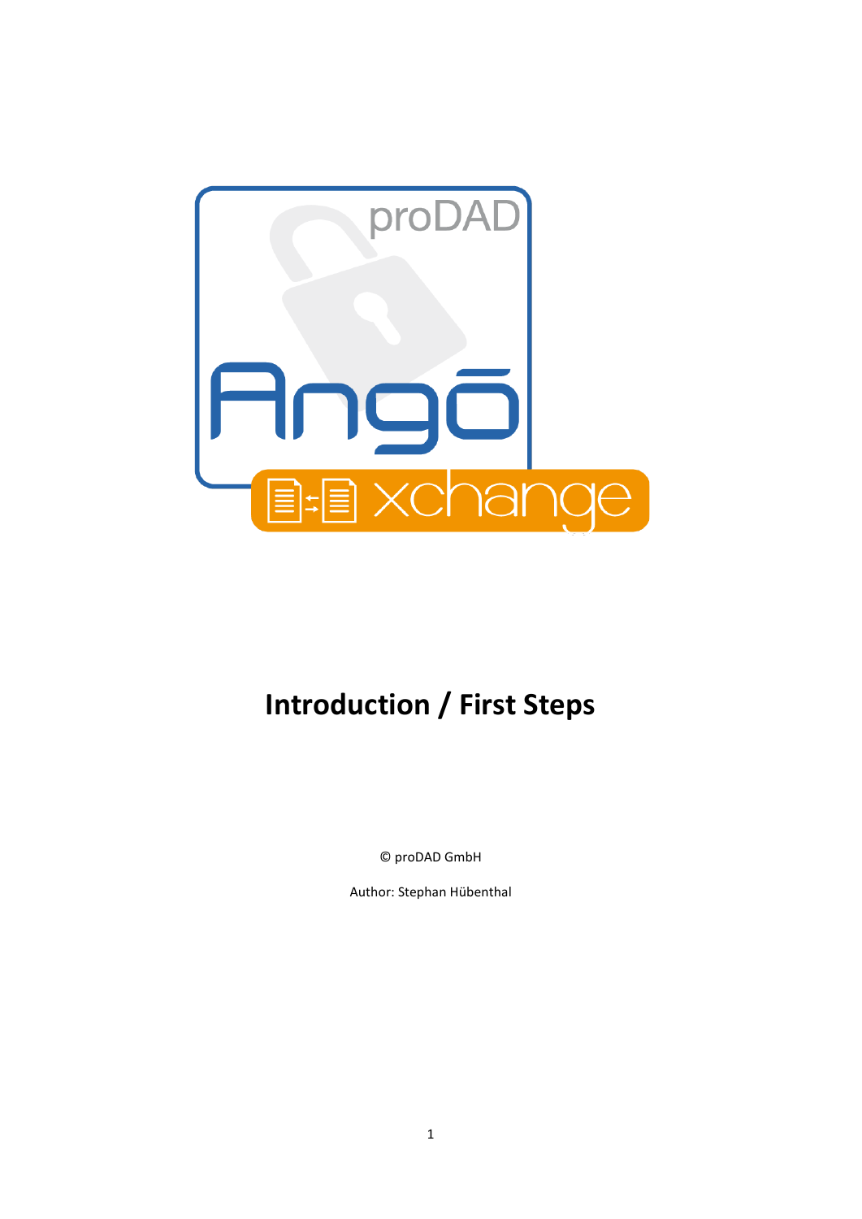proDAD

Angō

xchange

# Introduction / First Steps

© proDAD GmbH

Author: Stephan Hübenthal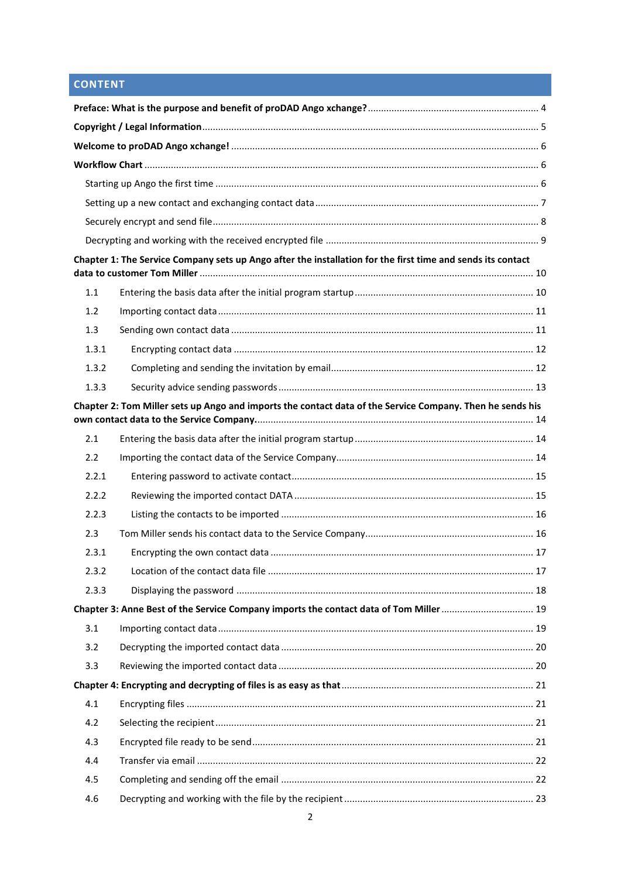## CONTENT

**Preface: What is the purpose and benefit of proDAD Ango xchange?** .......... 4

**Copyright / Legal Information** .......... 5

**Welcome to proDAD Ango xchange!** .......... 6

**Workflow Chart** .......... 6

- Starting up Ango the first time .......... 6
- Setting up a new contact and exchanging contact data .......... 7
- Securely encrypt and send file .......... 8
- Decrypting and working with the received encrypted file .......... 9

**Chapter 1: The Service Company sets up Ango after the installation for the first time and sends its contact data to customer Tom Miller** .......... 10

- 1.1 Entering the basis data after the initial program startup .......... 10
- 1.2 Importing contact data .......... 11
- 1.3 Sending own contact data .......... 11
- 1.3.1 Encrypting contact data .......... 12
- 1.3.2 Completing and sending the invitation by email .......... 12
- 1.3.3 Security advice sending passwords .......... 13

**Chapter 2: Tom Miller sets up Ango and imports the contact data of the Service Company. Then he sends his own contact data to the Service Company.** .......... 14

- 2.1 Entering the basis data after the initial program startup .......... 14
- 2.2 Importing the contact data of the Service Company .......... 14
- 2.2.1 Entering password to activate contact .......... 15
- 2.2.2 Reviewing the imported contact DATA .......... 15
- 2.2.3 Listing the contacts to be imported .......... 16
- 2.3 Tom Miller sends his contact data to the Service Company .......... 16
- 2.3.1 Encrypting the own contact data .......... 17
- 2.3.2 Location of the contact data file .......... 17
- 2.3.3 Displaying the password .......... 18

**Chapter 3: Anne Best of the Service Company imports the contact data of Tom Miller** .......... 19

- 3.1 Importing contact data .......... 19
- 3.2 Decrypting the imported contact data .......... 20
- 3.3 Reviewing the imported contact data .......... 20

**Chapter 4: Encrypting and decrypting of files is as easy as that** .......... 21

- 4.1 Encrypting files .......... 21
- 4.2 Selecting the recipient .......... 21
- 4.3 Encrypted file ready to be send .......... 21
- 4.4 Transfer via email .......... 22
- 4.5 Completing and sending off the email .......... 22
- 4.6 Decrypting and working with the file by the recipient .......... 23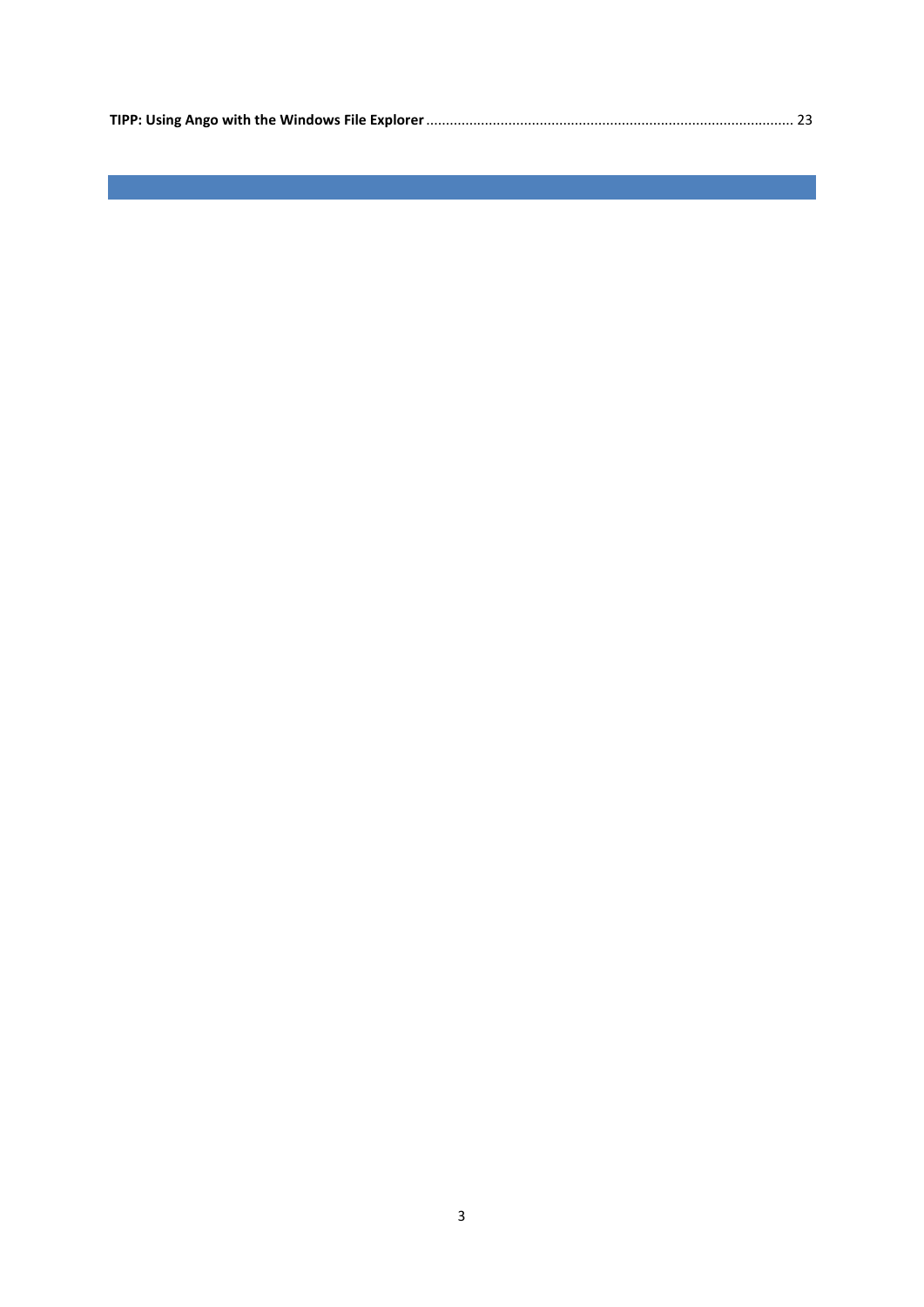**TIPP: Using Ango with the Windows File Explorer** ........................................................................................... 23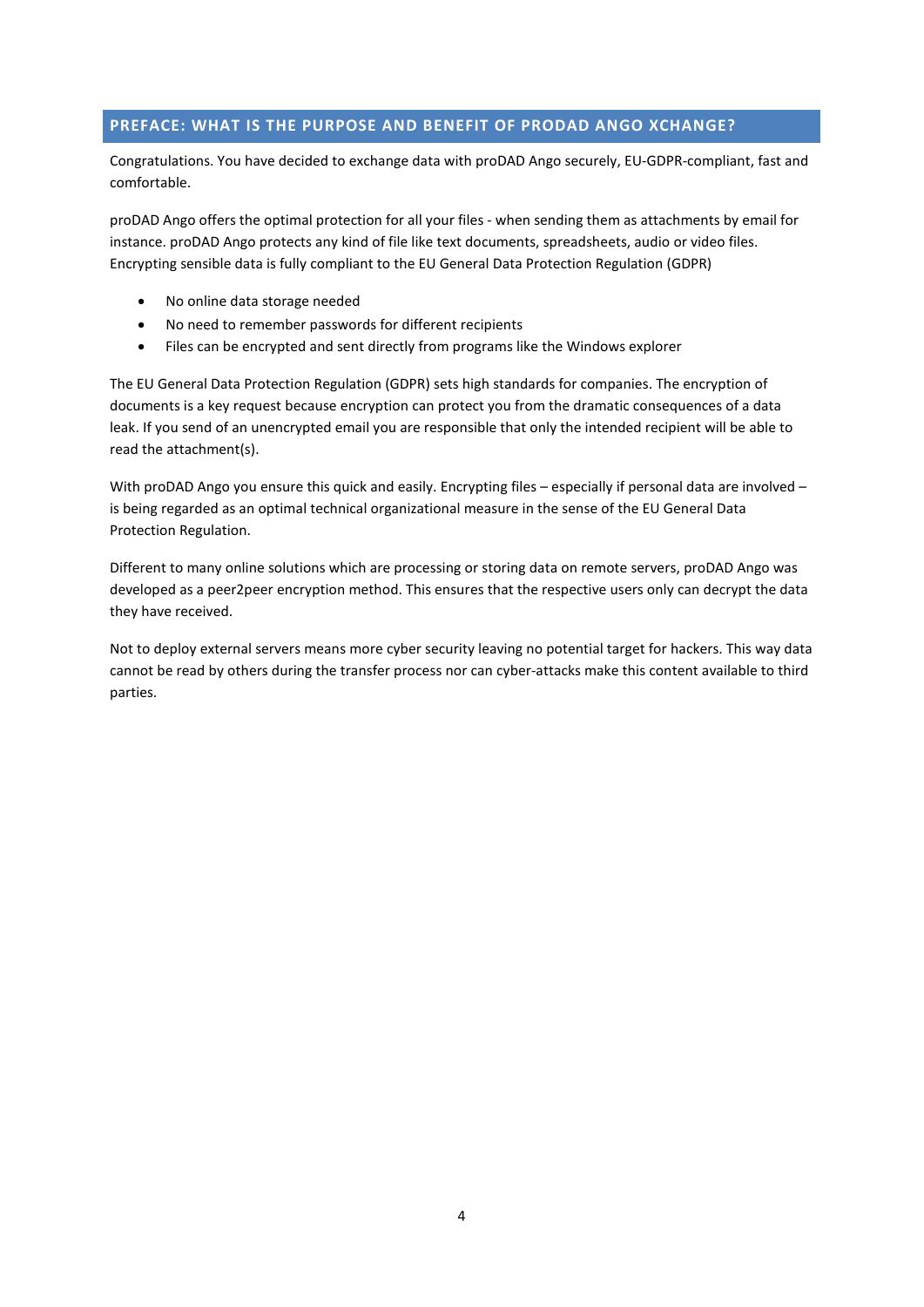## PREFACE: WHAT IS THE PURPOSE AND BENEFIT OF PRODAD ANGO XCHANGE?

Congratulations. You have decided to exchange data with proDAD Ango securely, EU-GDPR-compliant, fast and comfortable.

proDAD Ango offers the optimal protection for all your files - when sending them as attachments by email for instance. proDAD Ango protects any kind of file like text documents, spreadsheets, audio or video files. Encrypting sensible data is fully compliant to the EU General Data Protection Regulation (GDPR)

- No online data storage needed
- No need to remember passwords for different recipients
- Files can be encrypted and sent directly from programs like the Windows explorer

The EU General Data Protection Regulation (GDPR) sets high standards for companies. The encryption of documents is a key request because encryption can protect you from the dramatic consequences of a data leak. If you send of an unencrypted email you are responsible that only the intended recipient will be able to read the attachment(s).

With proDAD Ango you ensure this quick and easily. Encrypting files – especially if personal data are involved – is being regarded as an optimal technical organizational measure in the sense of the EU General Data Protection Regulation.

Different to many online solutions which are processing or storing data on remote servers, proDAD Ango was developed as a peer2peer encryption method. This ensures that the respective users only can decrypt the data they have received.

Not to deploy external servers means more cyber security leaving no potential target for hackers. This way data cannot be read by others during the transfer process nor can cyber-attacks make this content available to third parties.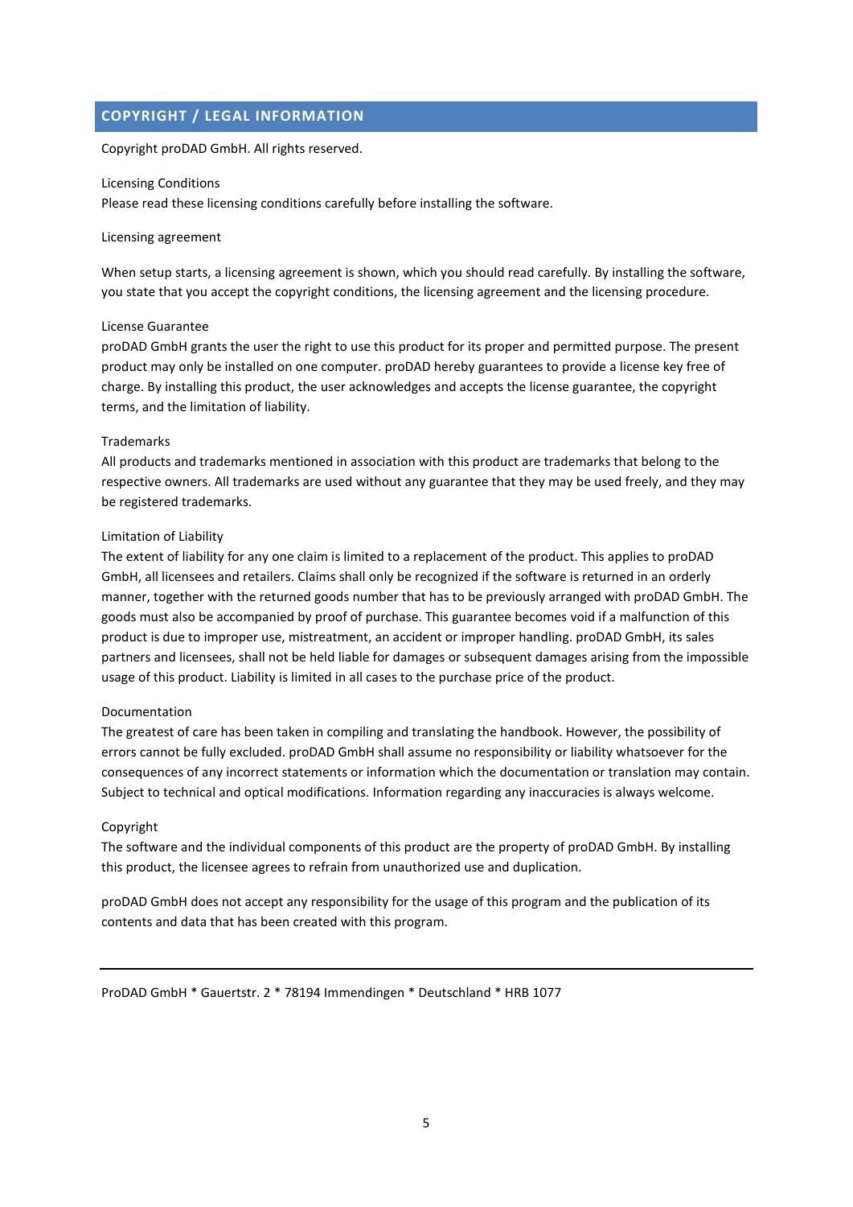## COPYRIGHT / LEGAL INFORMATION

Copyright proDAD GmbH. All rights reserved.

Licensing Conditions
Please read these licensing conditions carefully before installing the software.

Licensing agreement

When setup starts, a licensing agreement is shown, which you should read carefully. By installing the software, you state that you accept the copyright conditions, the licensing agreement and the licensing procedure.

License Guarantee
proDAD GmbH grants the user the right to use this product for its proper and permitted purpose. The present product may only be installed on one computer. proDAD hereby guarantees to provide a license key free of charge. By installing this product, the user acknowledges and accepts the license guarantee, the copyright terms, and the limitation of liability.

Trademarks
All products and trademarks mentioned in association with this product are trademarks that belong to the respective owners. All trademarks are used without any guarantee that they may be used freely, and they may be registered trademarks.

Limitation of Liability
The extent of liability for any one claim is limited to a replacement of the product. This applies to proDAD GmbH, all licensees and retailers. Claims shall only be recognized if the software is returned in an orderly manner, together with the returned goods number that has to be previously arranged with proDAD GmbH. The goods must also be accompanied by proof of purchase. This guarantee becomes void if a malfunction of this product is due to improper use, mistreatment, an accident or improper handling. proDAD GmbH, its sales partners and licensees, shall not be held liable for damages or subsequent damages arising from the impossible usage of this product. Liability is limited in all cases to the purchase price of the product.

Documentation
The greatest of care has been taken in compiling and translating the handbook. However, the possibility of errors cannot be fully excluded. proDAD GmbH shall assume no responsibility or liability whatsoever for the consequences of any incorrect statements or information which the documentation or translation may contain. Subject to technical and optical modifications. Information regarding any inaccuracies is always welcome.

Copyright
The software and the individual components of this product are the property of proDAD GmbH. By installing this product, the licensee agrees to refrain from unauthorized use and duplication.

proDAD GmbH does not accept any responsibility for the usage of this program and the publication of its contents and data that has been created with this program.

---

ProDAD GmbH * Gauertstr. 2 * 78194 Immendingen * Deutschland * HRB 1077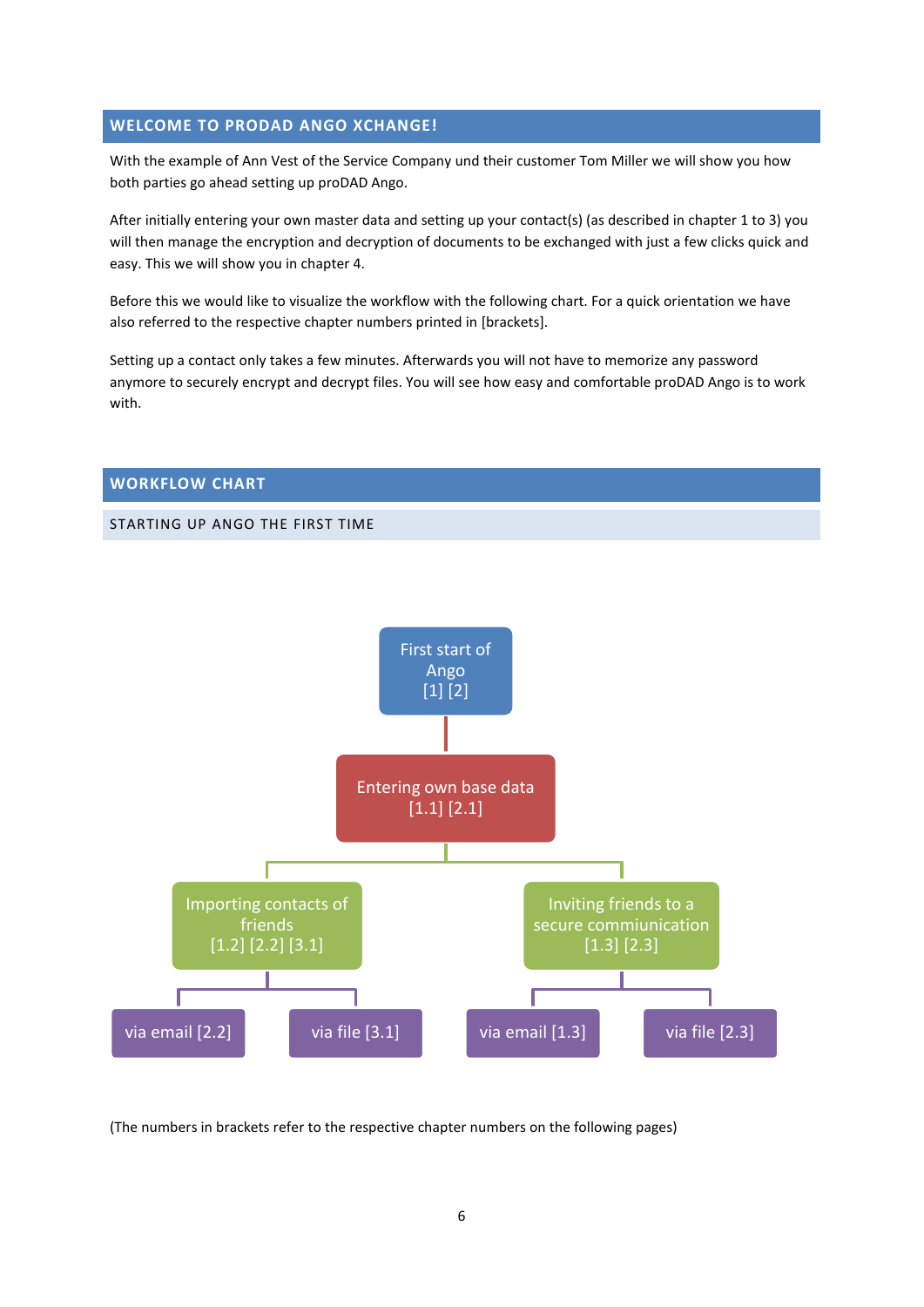## WELCOME TO PRODAD ANGO XCHANGE!

With the example of Ann Vest of the Service Company und their customer Tom Miller we will show you how both parties go ahead setting up proDAD Ango.

After initially entering your own master data and setting up your contact(s) (as described in chapter 1 to 3) you will then manage the encryption and decryption of documents to be exchanged with just a few clicks quick and easy. This we will show you in chapter 4.

Before this we would like to visualize the workflow with the following chart. For a quick orientation we have also referred to the respective chapter numbers printed in [brackets].

Setting up a contact only takes a few minutes. Afterwards you will not have to memorize any password anymore to securely encrypt and decrypt files. You will see how easy and comfortable proDAD Ango is to work with.

## WORKFLOW CHART

### STARTING UP ANGO THE FIRST TIME

- First start of Ango [1] [2]
  - Entering own base data [1.1] [2.1]
    - Importing contacts of friends [1.2] [2.2] [3.1]
      - via email [2.2]
      - via file [3.1]
    - Inviting friends to a secure commiunication [1.3] [2.3]
      - via email [1.3]
      - via file [2.3]

(The numbers in brackets refer to the respective chapter numbers on the following pages)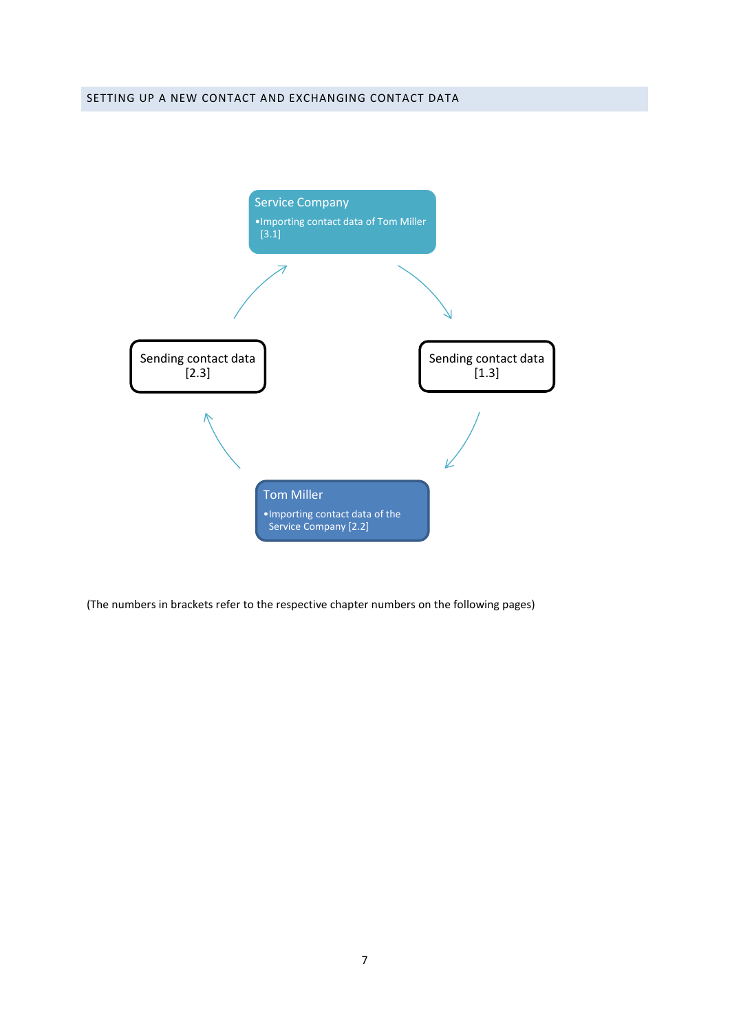## SETTING UP A NEW CONTACT AND EXCHANGING CONTACT DATA

Service Company
- Importing contact data of Tom Miller [3.1]

Sending contact data [1.3]

Tom Miller
- Importing contact data of the Service Company [2.2]

Sending contact data [2.3]

(The numbers in brackets refer to the respective chapter numbers on the following pages)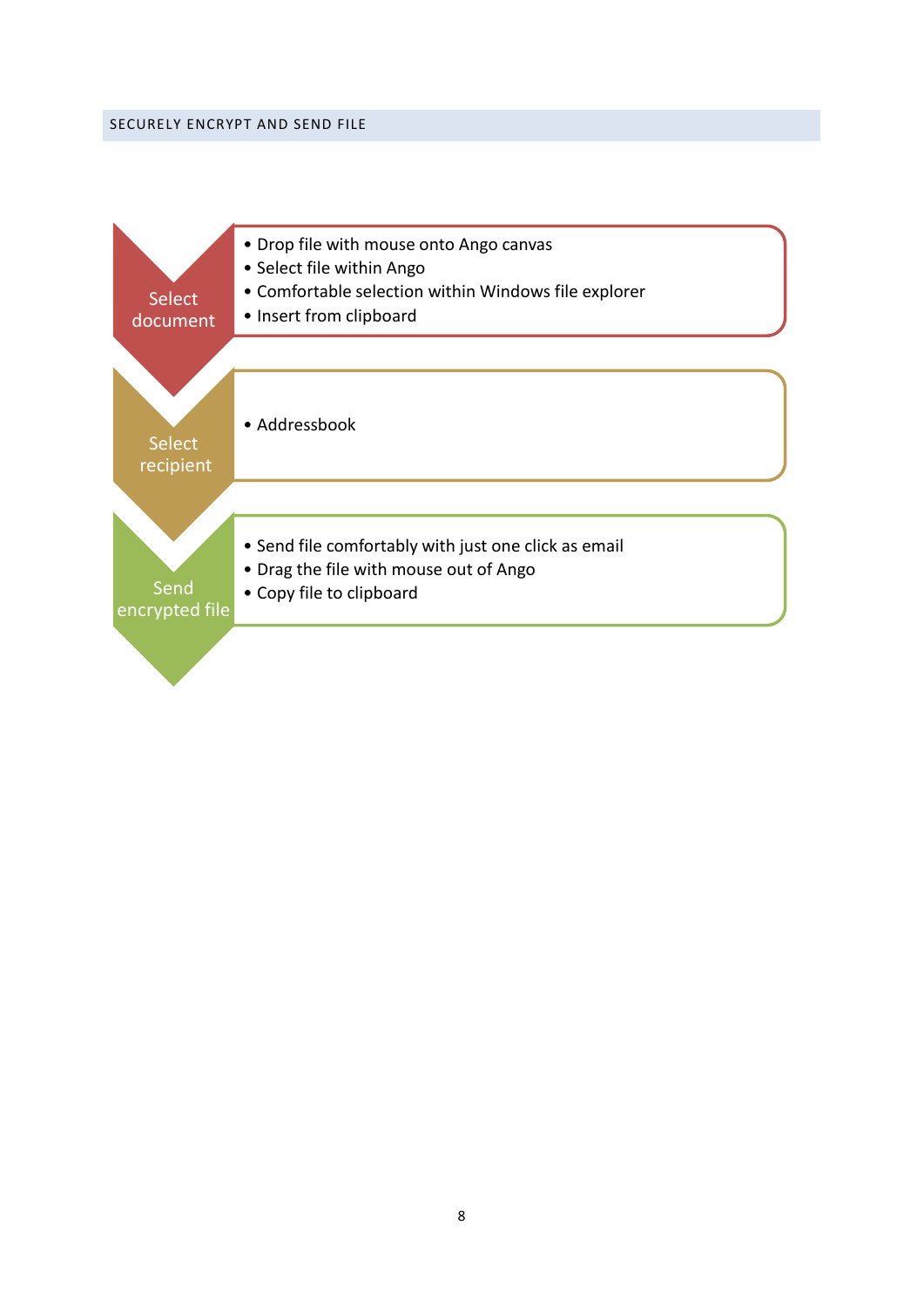## SECURELY ENCRYPT AND SEND FILE

**Select document**

- Drop file with mouse onto Ango canvas
- Select file within Ango
- Comfortable selection within Windows file explorer
- Insert from clipboard

**Select recipient**

- Addressbook

**Send encrypted file**

- Send file comfortably with just one click as email
- Drag the file with mouse out of Ango
- Copy file to clipboard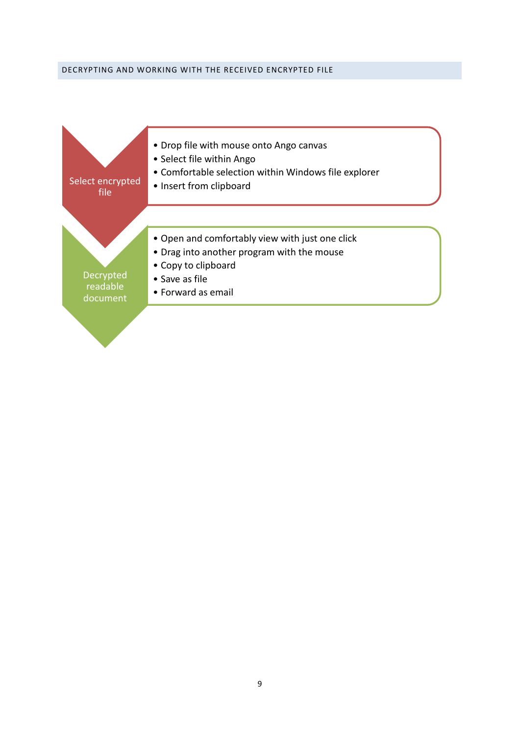## DECRYPTING AND WORKING WITH THE RECEIVED ENCRYPTED FILE

**Select encrypted file**

- Drop file with mouse onto Ango canvas
- Select file within Ango
- Comfortable selection within Windows file explorer
- Insert from clipboard

**Decrypted readable document**

- Open and comfortably view with just one click
- Drag into another program with the mouse
- Copy to clipboard
- Save as file
- Forward as email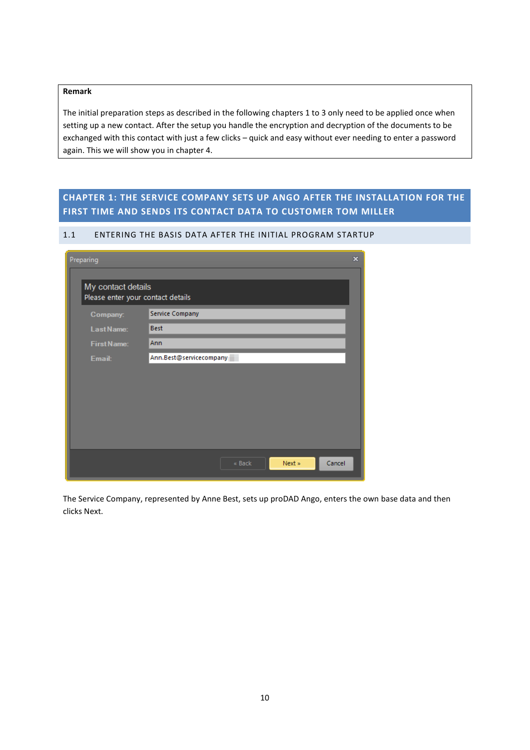**Remark**

The initial preparation steps as described in the following chapters 1 to 3 only need to be applied once when setting up a new contact. After the setup you handle the encryption and decryption of the documents to be exchanged with this contact with just a few clicks – quick and easy without ever needing to enter a password again. This we will show you in chapter 4.

# CHAPTER 1: THE SERVICE COMPANY SETS UP ANGO AFTER THE INSTALLATION FOR THE FIRST TIME AND SENDS ITS CONTACT DATA TO CUSTOMER TOM MILLER

## 1.1 ENTERING THE BASIS DATA AFTER THE INITIAL PROGRAM STARTUP

Preparing

My contact details
Please enter your contact details

Company: Service Company
Last Name: Best
First Name: Ann
Email: Ann.Best@servicecompany

« Back | Next » | Cancel

The Service Company, represented by Anne Best, sets up proDAD Ango, enters the own base data and then clicks Next.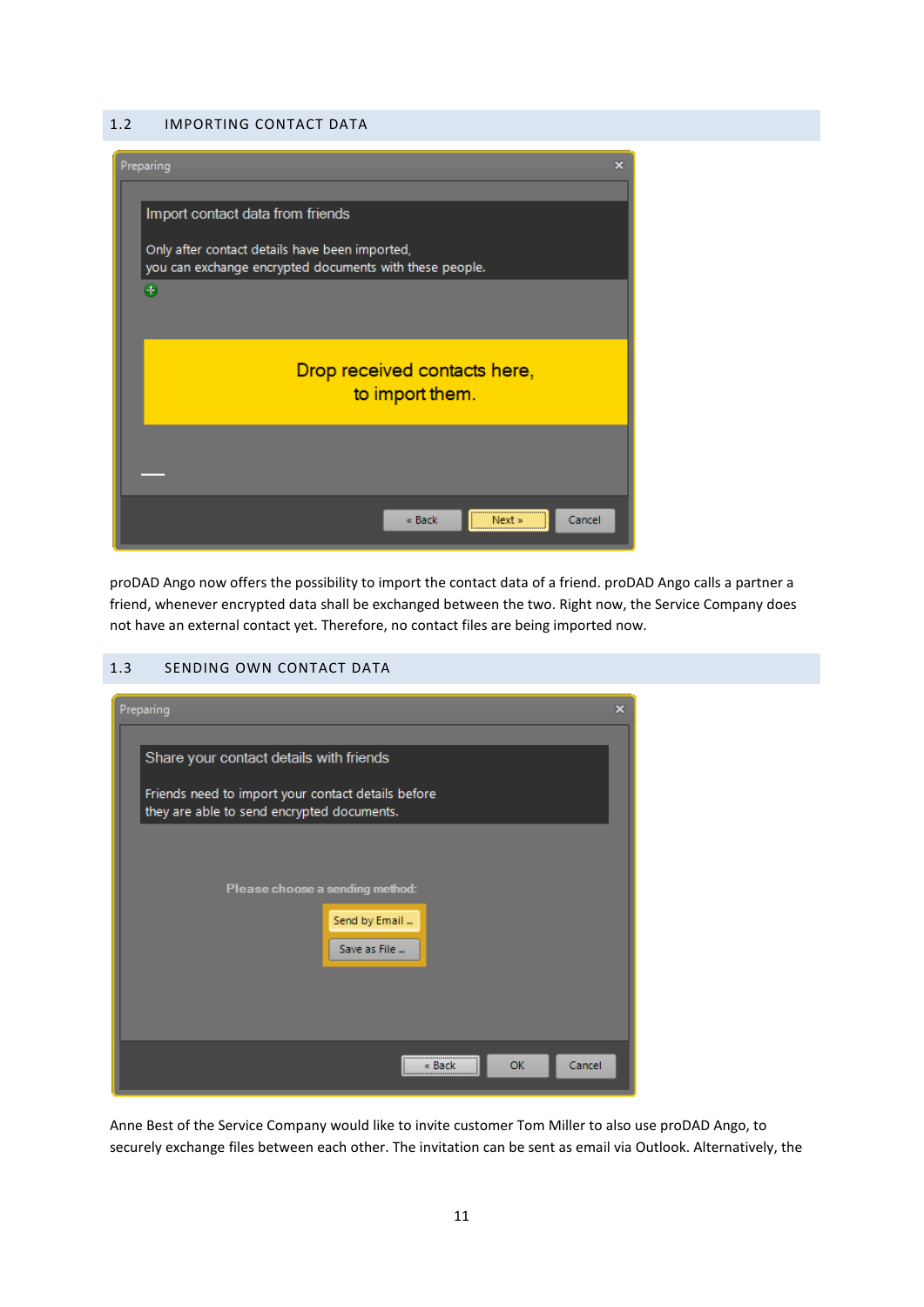## 1.2 IMPORTING CONTACT DATA

proDAD Ango now offers the possibility to import the contact data of a friend. proDAD Ango calls a partner a friend, whenever encrypted data shall be exchanged between the two. Right now, the Service Company does not have an external contact yet. Therefore, no contact files are being imported now.

## 1.3 SENDING OWN CONTACT DATA

Anne Best of the Service Company would like to invite customer Tom Miller to also use proDAD Ango, to securely exchange files between each other. The invitation can be sent as email via Outlook. Alternatively, the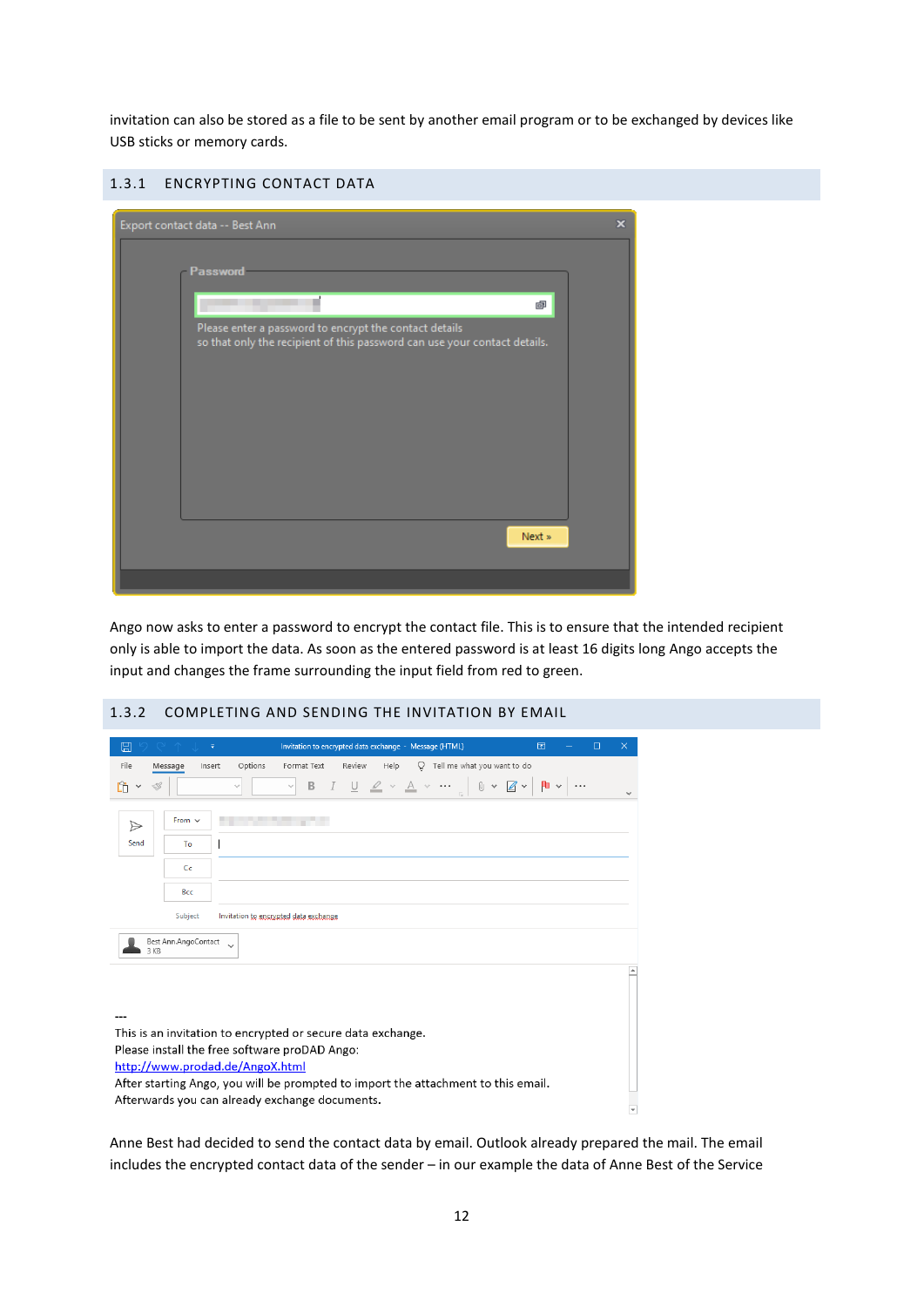invitation can also be stored as a file to be sent by another email program or to be exchanged by devices like USB sticks or memory cards.

### 1.3.1 ENCRYPTING CONTACT DATA

Ango now asks to enter a password to encrypt the contact file. This is to ensure that the intended recipient only is able to import the data. As soon as the entered password is at least 16 digits long Ango accepts the input and changes the frame surrounding the input field from red to green.

### 1.3.2 COMPLETING AND SENDING THE INVITATION BY EMAIL

Anne Best had decided to send the contact data by email. Outlook already prepared the mail. The email includes the encrypted contact data of the sender – in our example the data of Anne Best of the Service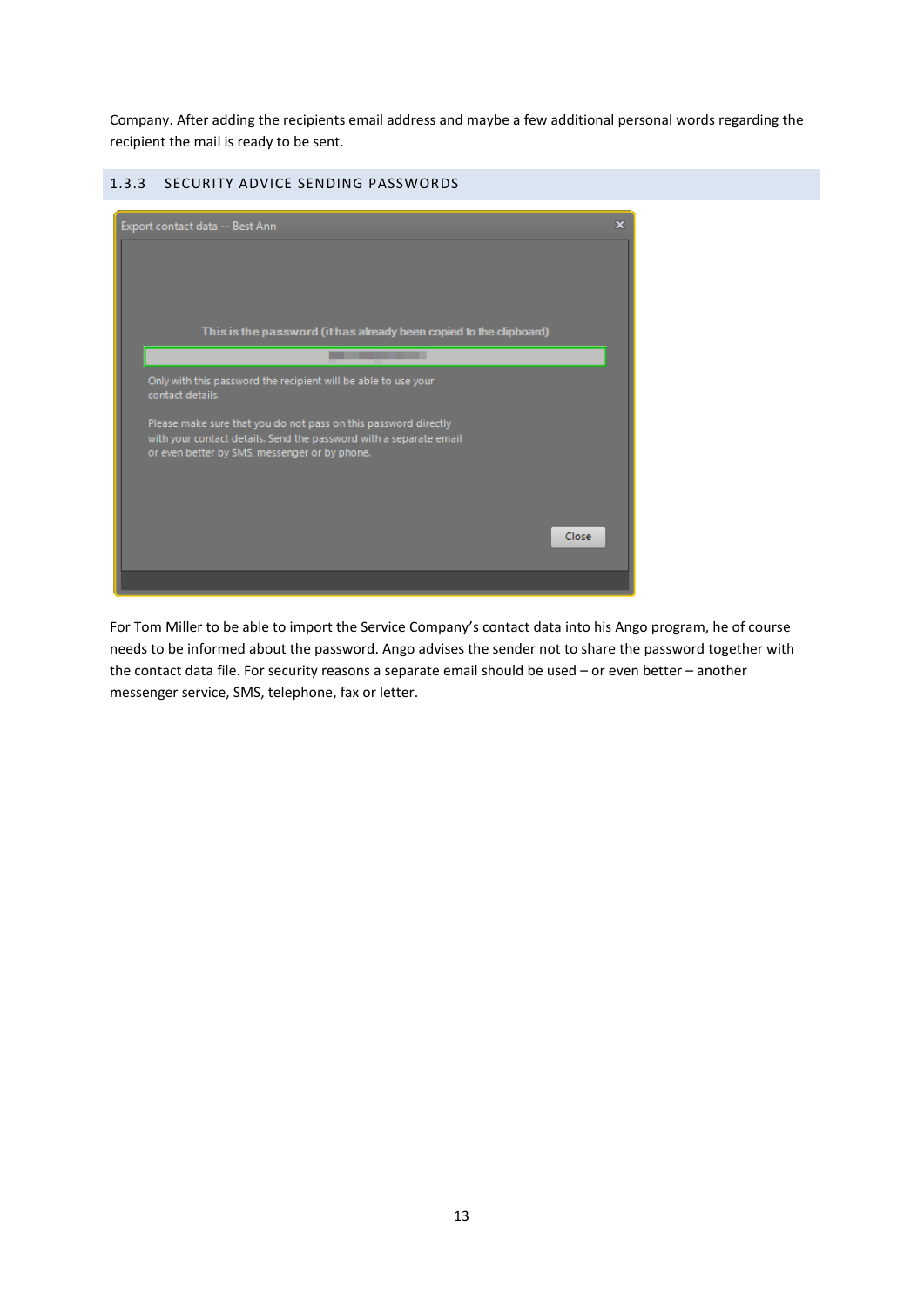Company. After adding the recipients email address and maybe a few additional personal words regarding the recipient the mail is ready to be sent.

### 1.3.3 SECURITY ADVICE SENDING PASSWORDS

For Tom Miller to be able to import the Service Company's contact data into his Ango program, he of course needs to be informed about the password. Ango advises the sender not to share the password together with the contact data file. For security reasons a separate email should be used – or even better – another messenger service, SMS, telephone, fax or letter.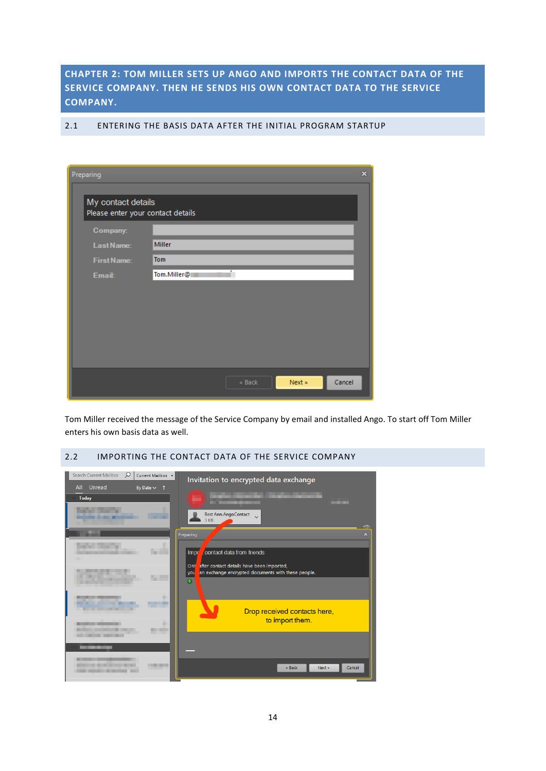# CHAPTER 2: TOM MILLER SETS UP ANGO AND IMPORTS THE CONTACT DATA OF THE SERVICE COMPANY. THEN HE SENDS HIS OWN CONTACT DATA TO THE SERVICE COMPANY.

## 2.1 ENTERING THE BASIS DATA AFTER THE INITIAL PROGRAM STARTUP

Tom Miller received the message of the Service Company by email and installed Ango. To start off Tom Miller enters his own basis data as well.

## 2.2 IMPORTING THE CONTACT DATA OF THE SERVICE COMPANY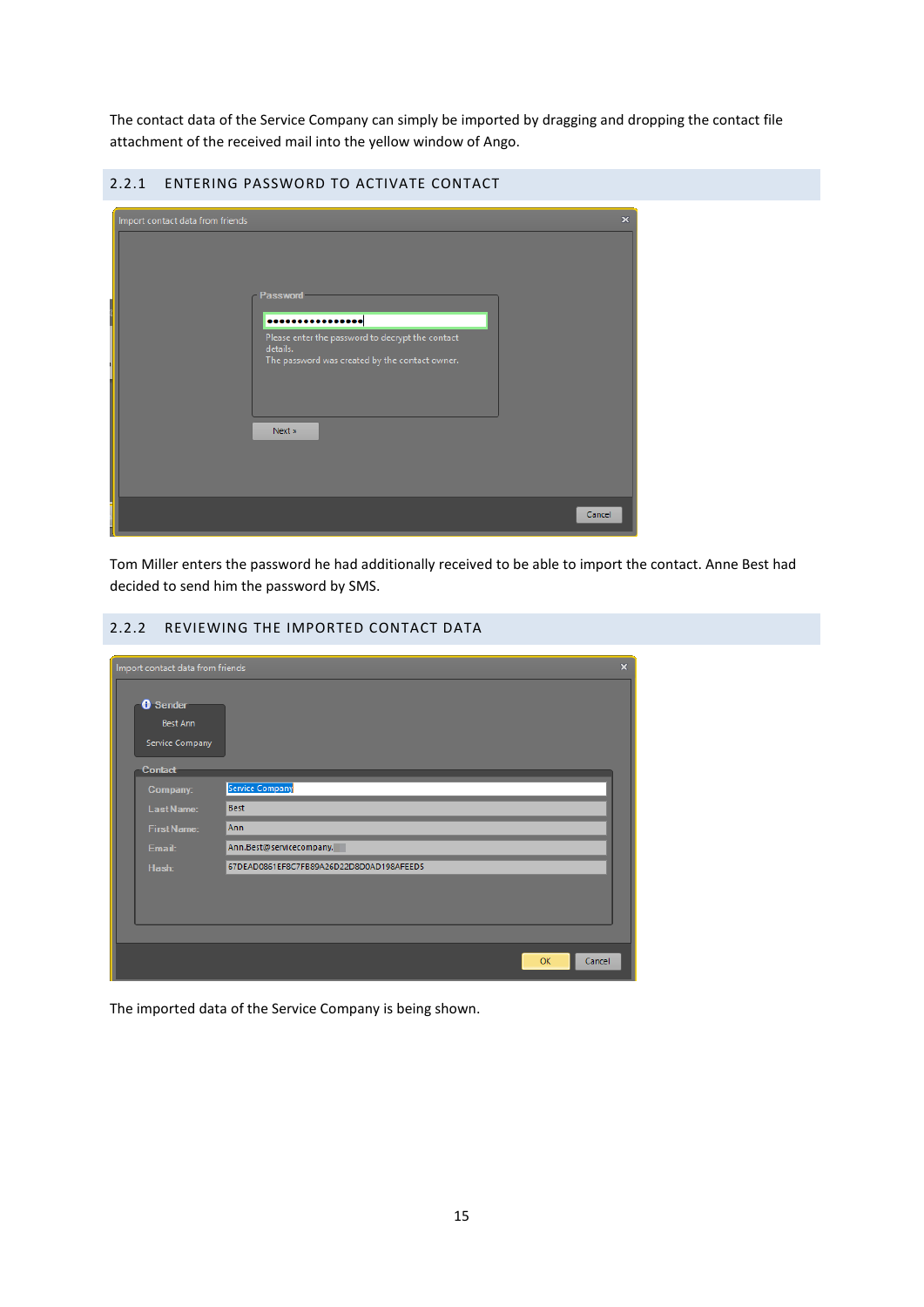The contact data of the Service Company can simply be imported by dragging and dropping the contact file attachment of the received mail into the yellow window of Ango.

### 2.2.1 ENTERING PASSWORD TO ACTIVATE CONTACT

Tom Miller enters the password he had additionally received to be able to import the contact. Anne Best had decided to send him the password by SMS.

### 2.2.2 REVIEWING THE IMPORTED CONTACT DATA

The imported data of the Service Company is being shown.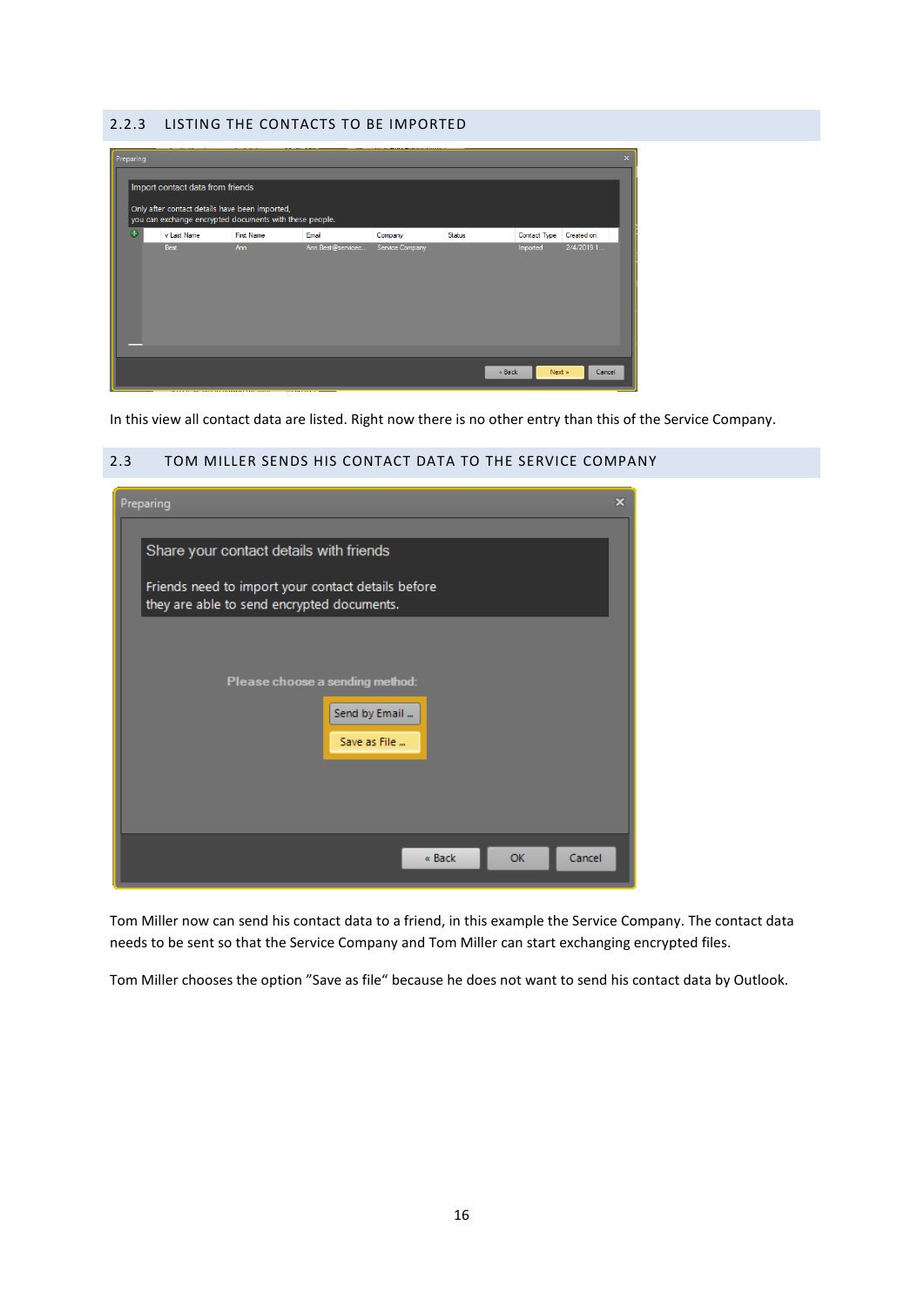### 2.2.3 LISTING THE CONTACTS TO BE IMPORTED

In this view all contact data are listed. Right now there is no other entry than this of the Service Company.

## 2.3 TOM MILLER SENDS HIS CONTACT DATA TO THE SERVICE COMPANY

Tom Miller now can send his contact data to a friend, in this example the Service Company. The contact data needs to be sent so that the Service Company and Tom Miller can start exchanging encrypted files.

Tom Miller chooses the option "Save as file" because he does not want to send his contact data by Outlook.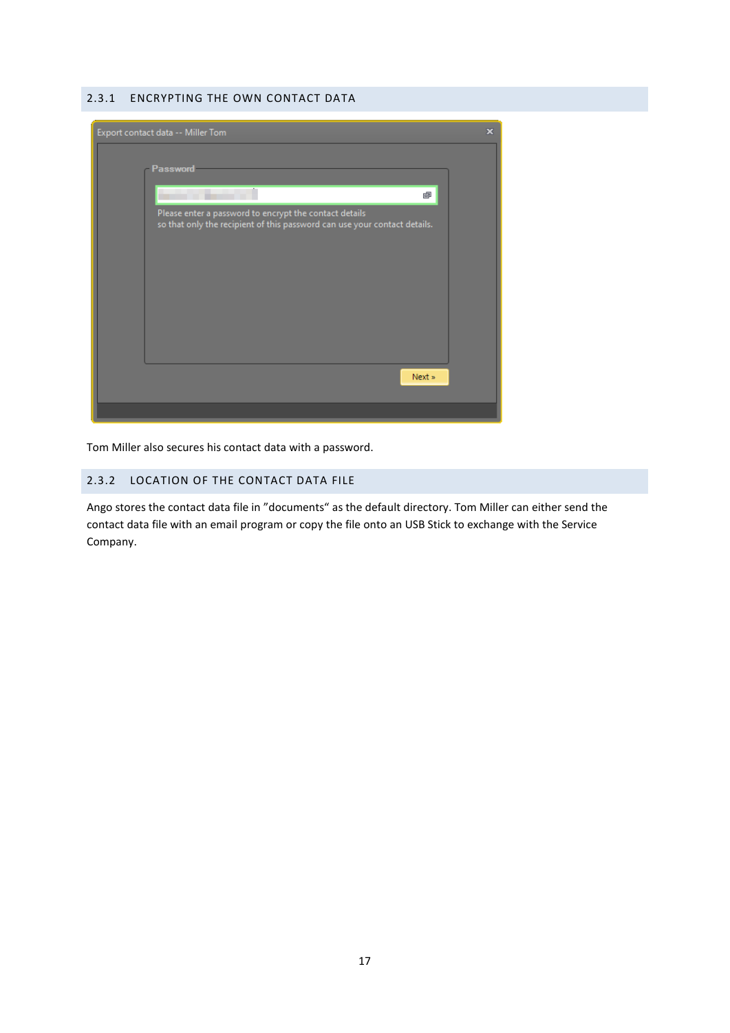### 2.3.1 ENCRYPTING THE OWN CONTACT DATA

Tom Miller also secures his contact data with a password.

### 2.3.2 LOCATION OF THE CONTACT DATA FILE

Ango stores the contact data file in "documents" as the default directory. Tom Miller can either send the contact data file with an email program or copy the file onto an USB Stick to exchange with the Service Company.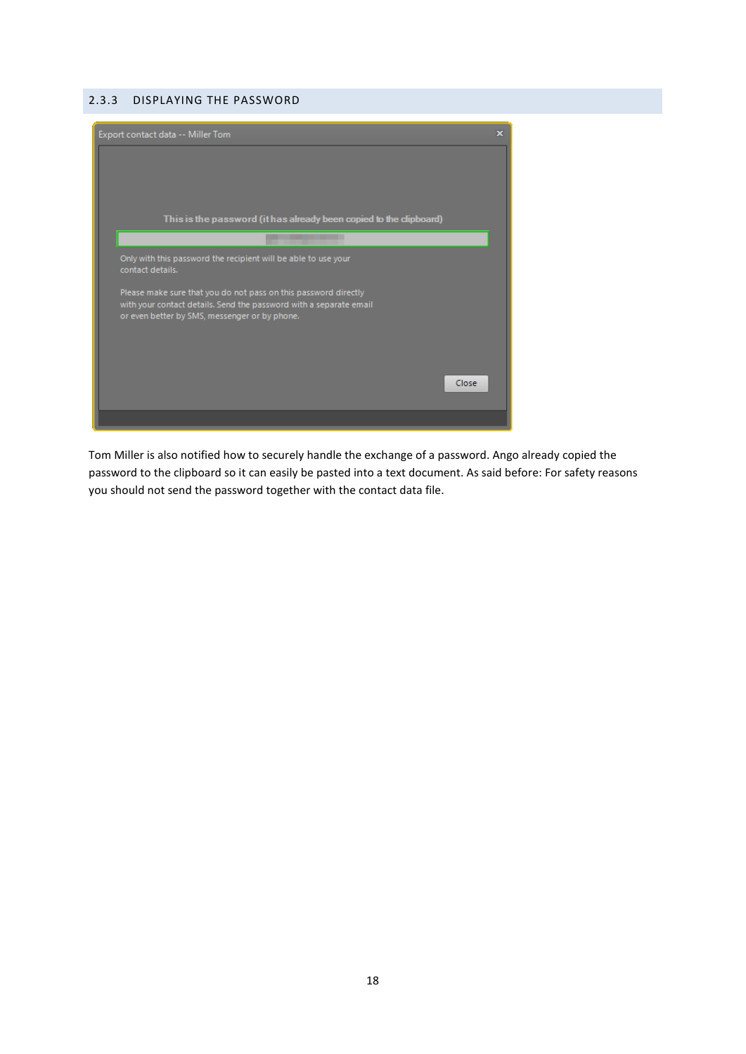### 2.3.3 DISPLAYING THE PASSWORD

Export contact data -- Miller Tom

This is the password (it has already been copied to the clipboard)

Only with this password the recipient will be able to use your contact details.

Please make sure that you do not pass on this password directly with your contact details. Send the password with a separate email or even better by SMS, messenger or by phone.

Close

Tom Miller is also notified how to securely handle the exchange of a password. Ango already copied the password to the clipboard so it can easily be pasted into a text document. As said before: For safety reasons you should not send the password together with the contact data file.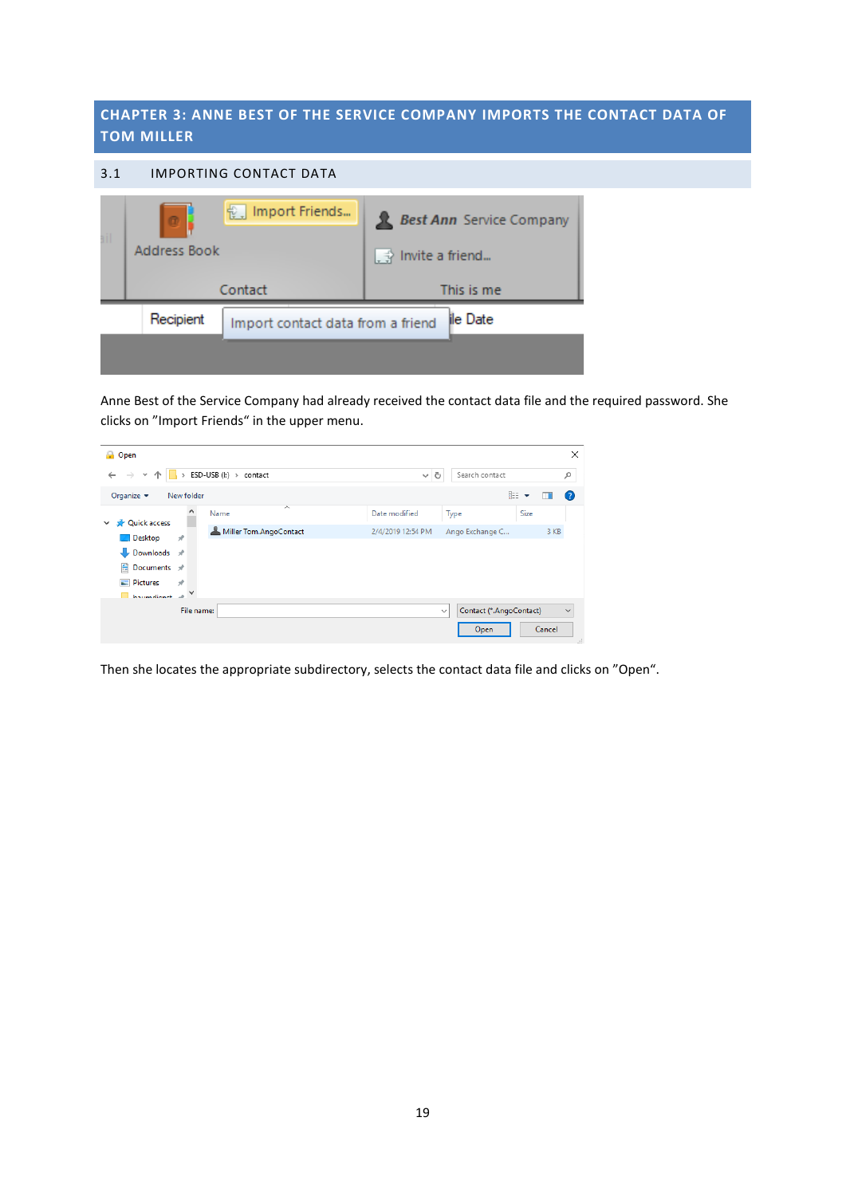# CHAPTER 3: ANNE BEST OF THE SERVICE COMPANY IMPORTS THE CONTACT DATA OF TOM MILLER

## 3.1 IMPORTING CONTACT DATA

Anne Best of the Service Company had already received the contact data file and the required password. She clicks on "Import Friends" in the upper menu.

Then she locates the appropriate subdirectory, selects the contact data file and clicks on "Open".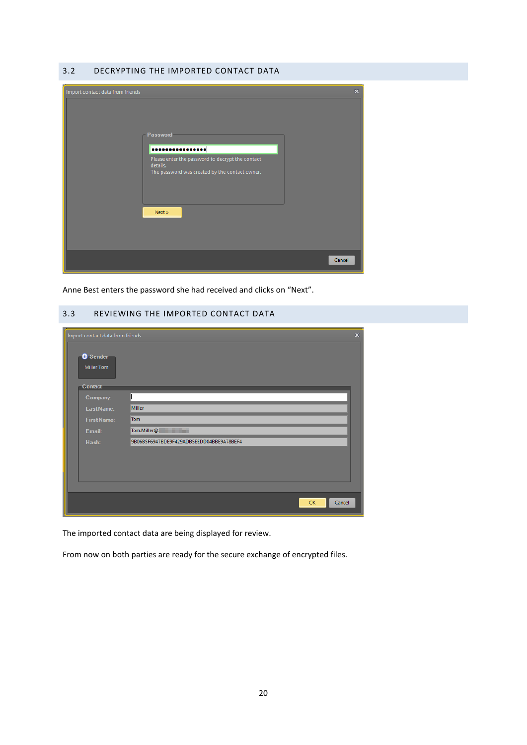## 3.2 DECRYPTING THE IMPORTED CONTACT DATA

Anne Best enters the password she had received and clicks on “Next”.

## 3.3 REVIEWING THE IMPORTED CONTACT DATA

The imported contact data are being displayed for review.

From now on both parties are ready for the secure exchange of encrypted files.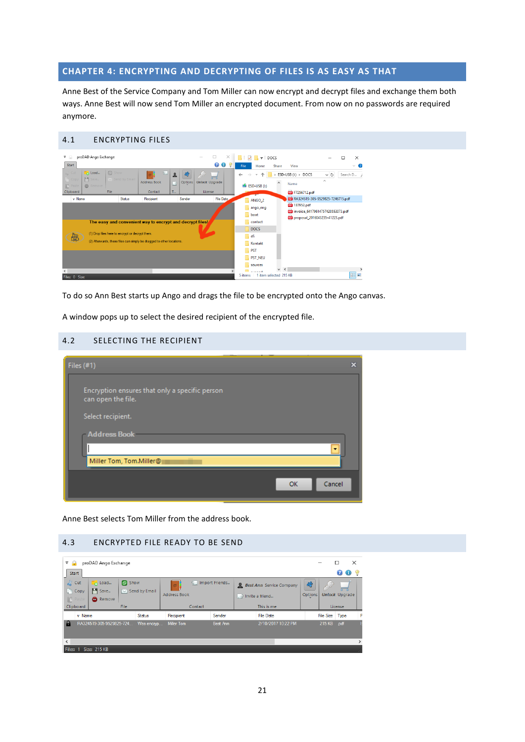## CHAPTER 4: ENCRYPTING AND DECRYPTING OF FILES IS AS EASY AS THAT

Anne Best of the Service Company and Tom Miller can now encrypt and decrypt files and exchange them both ways. Anne Best will now send Tom Miller an encrypted document. From now on no passwords are required anymore.

### 4.1 ENCRYPTING FILES

To do so Ann Best starts up Ango and drags the file to be encrypted onto the Ango canvas.

A window pops up to select the desired recipient of the encrypted file.

### 4.2 SELECTING THE RECIPIENT

Anne Best selects Tom Miller from the address book.

### 4.3 ENCRYPTED FILE READY TO BE SEND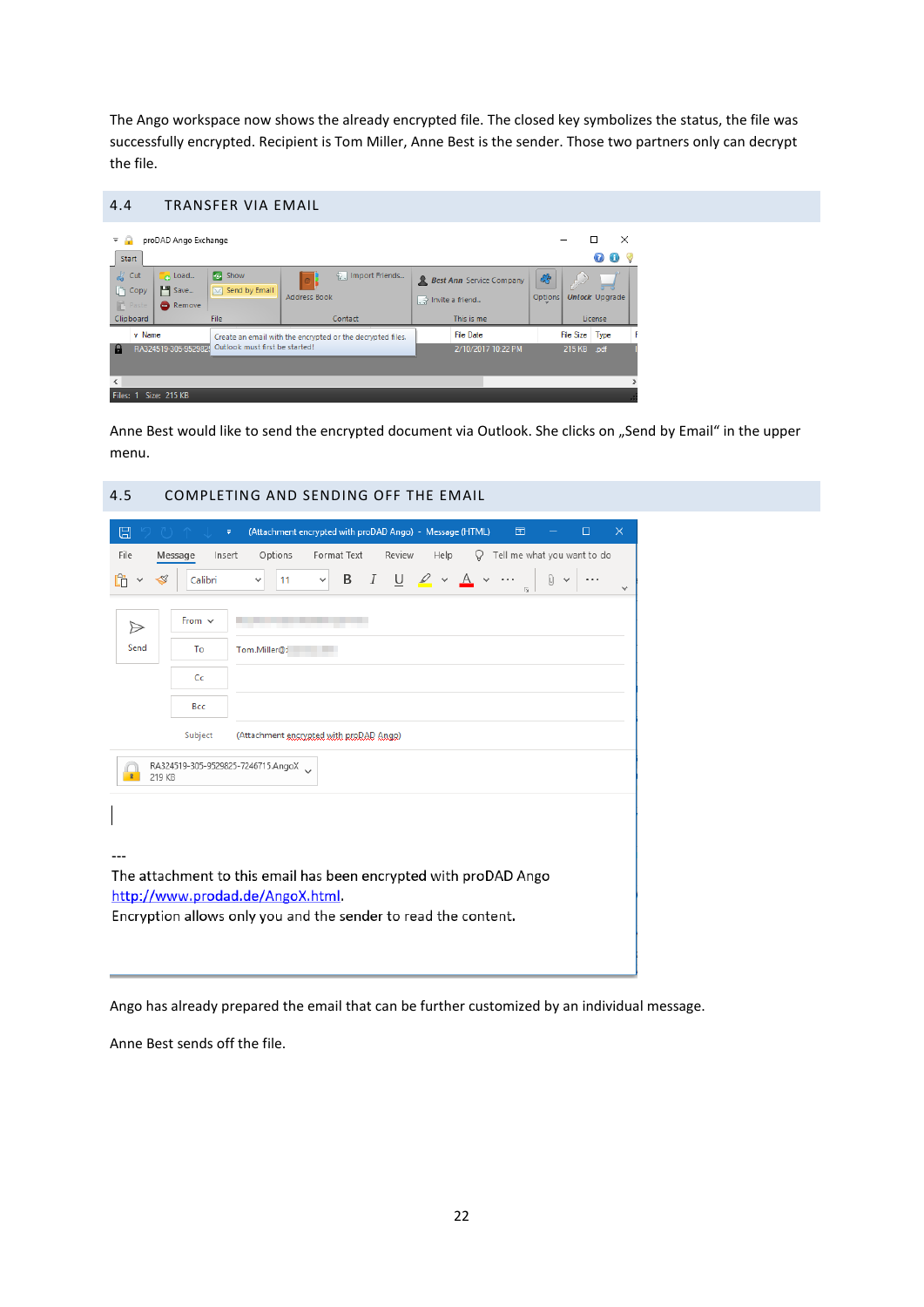The Ango workspace now shows the already encrypted file. The closed key symbolizes the status, the file was successfully encrypted. Recipient is Tom Miller, Anne Best is the sender. Those two partners only can decrypt the file.

## 4.4 TRANSFER VIA EMAIL

Anne Best would like to send the encrypted document via Outlook. She clicks on „Send by Email" in the upper menu.

## 4.5 COMPLETING AND SENDING OFF THE EMAIL

Ango has already prepared the email that can be further customized by an individual message.

Anne Best sends off the file.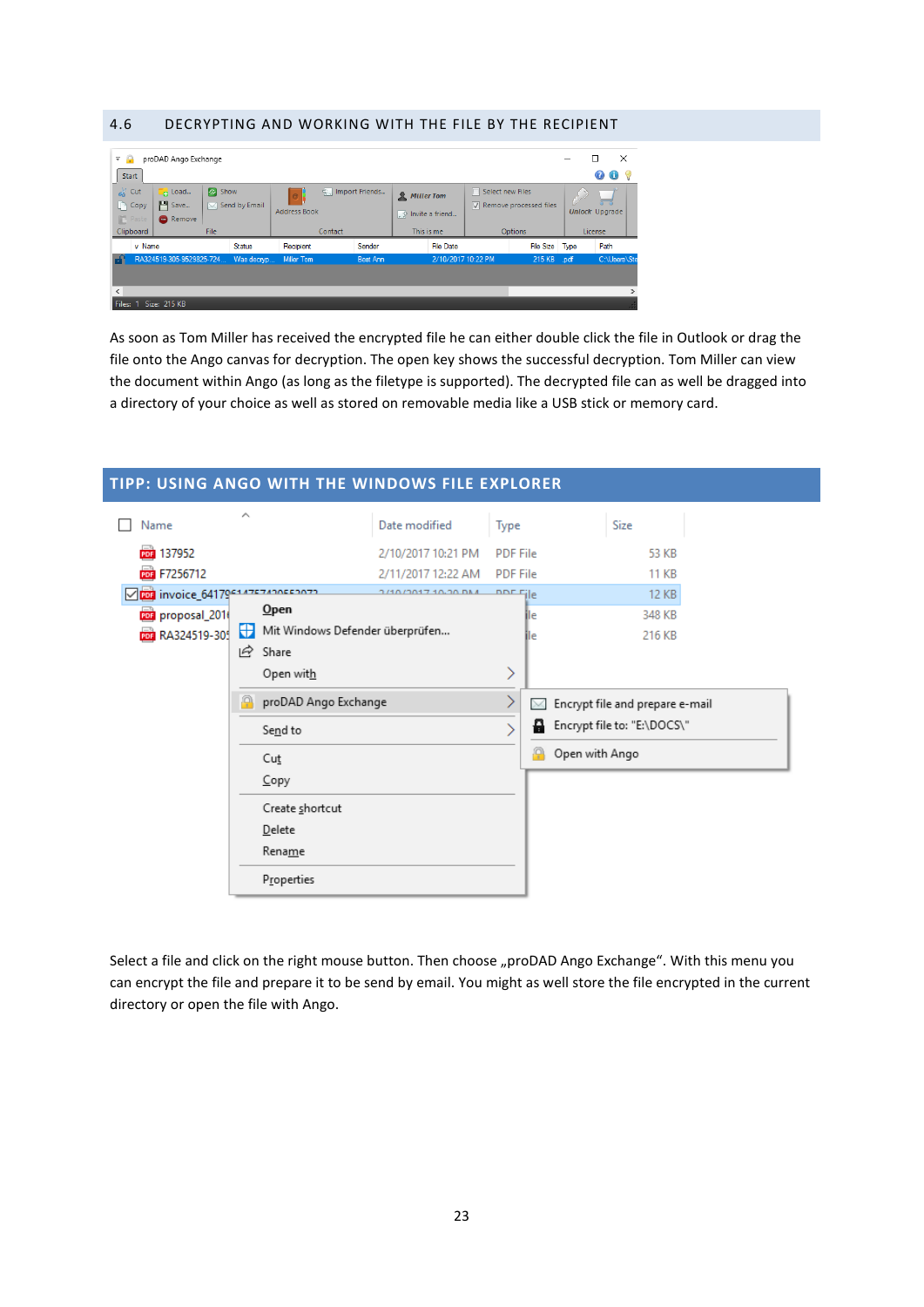## 4.6 DECRYPTING AND WORKING WITH THE FILE BY THE RECIPIENT

As soon as Tom Miller has received the encrypted file he can either double click the file in Outlook or drag the file onto the Ango canvas for decryption. The open key shows the successful decryption. Tom Miller can view the document within Ango (as long as the filetype is supported). The decrypted file can as well be dragged into a directory of your choice as well as stored on removable media like a USB stick or memory card.

## TIPP: USING ANGO WITH THE WINDOWS FILE EXPLORER

Select a file and click on the right mouse button. Then choose „proDAD Ango Exchange". With this menu you can encrypt the file and prepare it to be send by email. You might as well store the file encrypted in the current directory or open the file with Ango.